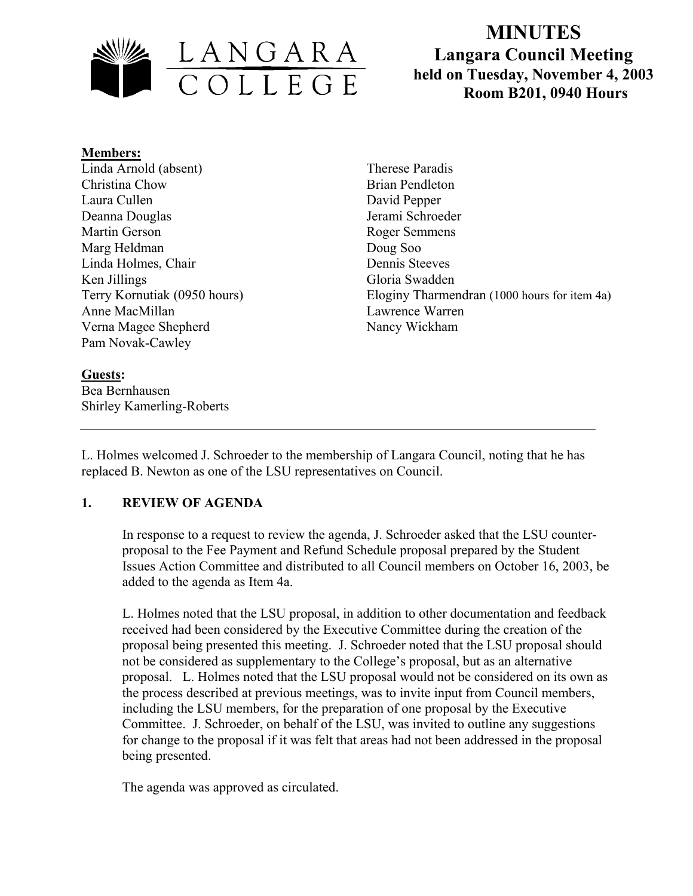# MINUTES

## Langara Council Meeting

### held on Tuesday, November 4, 2003
### Room B201, 0940 Hours

**Members:**

Linda Arnold (absent)
Christina Chow
Laura Cullen
Deanna Douglas
Martin Gerson
Marg Heldman
Linda Holmes, Chair
Ken Jillings
Terry Kornutiak (0950 hours)
Anne MacMillan
Verna Magee Shepherd
Pam Novak-Cawley
Therese Paradis
Brian Pendleton
David Pepper
Jerami Schroeder
Roger Semmens
Doug Soo
Dennis Steeves
Gloria Swadden
Eloginy Tharmendran (1000 hours for item 4a)
Lawrence Warren
Nancy Wickham

**Guests:**

Bea Bernhausen
Shirley Kamerling-Roberts

---

L. Holmes welcomed J. Schroeder to the membership of Langara Council, noting that he has replaced B. Newton as one of the LSU representatives on Council.

## 1. REVIEW OF AGENDA

In response to a request to review the agenda, J. Schroeder asked that the LSU counter-proposal to the Fee Payment and Refund Schedule proposal prepared by the Student Issues Action Committee and distributed to all Council members on October 16, 2003, be added to the agenda as Item 4a.

L. Holmes noted that the LSU proposal, in addition to other documentation and feedback received had been considered by the Executive Committee during the creation of the proposal being presented this meeting. J. Schroeder noted that the LSU proposal should not be considered as supplementary to the College's proposal, but as an alternative proposal. L. Holmes noted that the LSU proposal would not be considered on its own as the process described at previous meetings, was to invite input from Council members, including the LSU members, for the preparation of one proposal by the Executive Committee. J. Schroeder, on behalf of the LSU, was invited to outline any suggestions for change to the proposal if it was felt that areas had not been addressed in the proposal being presented.

The agenda was approved as circulated.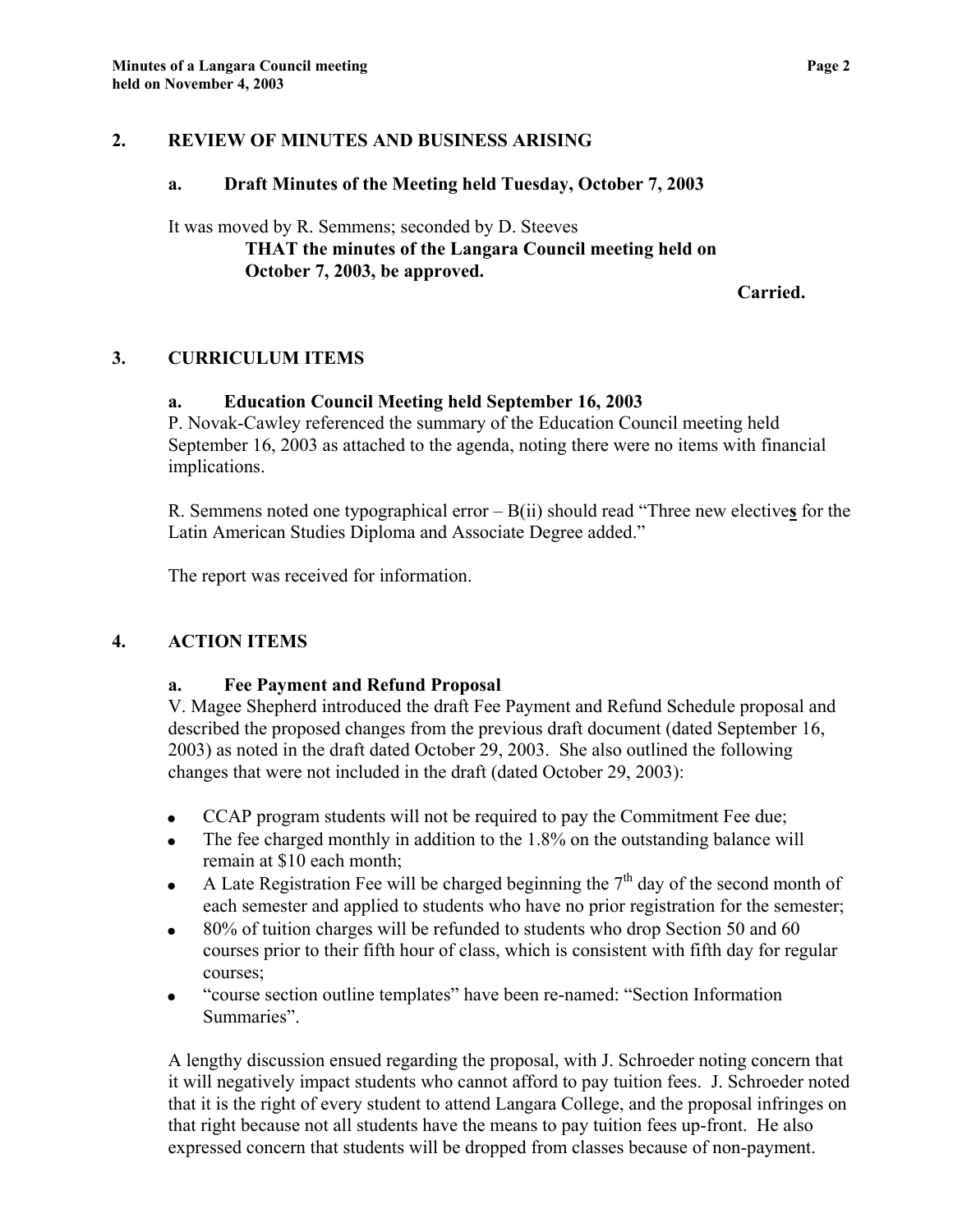## 2. REVIEW OF MINUTES AND BUSINESS ARISING

### a. Draft Minutes of the Meeting held Tuesday, October 7, 2003

It was moved by R. Semmens; seconded by D. Steeves

**THAT the minutes of the Langara Council meeting held on October 7, 2003, be approved.**

**Carried.**

## 3. CURRICULUM ITEMS

### a. Education Council Meeting held September 16, 2003

P. Novak-Cawley referenced the summary of the Education Council meeting held September 16, 2003 as attached to the agenda, noting there were no items with financial implications.

R. Semmens noted one typographical error – B(ii) should read "Three new elective**s** for the Latin American Studies Diploma and Associate Degree added."

The report was received for information.

## 4. ACTION ITEMS

### a. Fee Payment and Refund Proposal

V. Magee Shepherd introduced the draft Fee Payment and Refund Schedule proposal and described the proposed changes from the previous draft document (dated September 16, 2003) as noted in the draft dated October 29, 2003. She also outlined the following changes that were not included in the draft (dated October 29, 2003):

- CCAP program students will not be required to pay the Commitment Fee due;
- The fee charged monthly in addition to the 1.8% on the outstanding balance will remain at $10 each month;
- A Late Registration Fee will be charged beginning the 7th day of the second month of each semester and applied to students who have no prior registration for the semester;
- 80% of tuition charges will be refunded to students who drop Section 50 and 60 courses prior to their fifth hour of class, which is consistent with fifth day for regular courses;
- "course section outline templates" have been re-named: "Section Information Summaries".

A lengthy discussion ensued regarding the proposal, with J. Schroeder noting concern that it will negatively impact students who cannot afford to pay tuition fees. J. Schroeder noted that it is the right of every student to attend Langara College, and the proposal infringes on that right because not all students have the means to pay tuition fees up-front. He also expressed concern that students will be dropped from classes because of non-payment.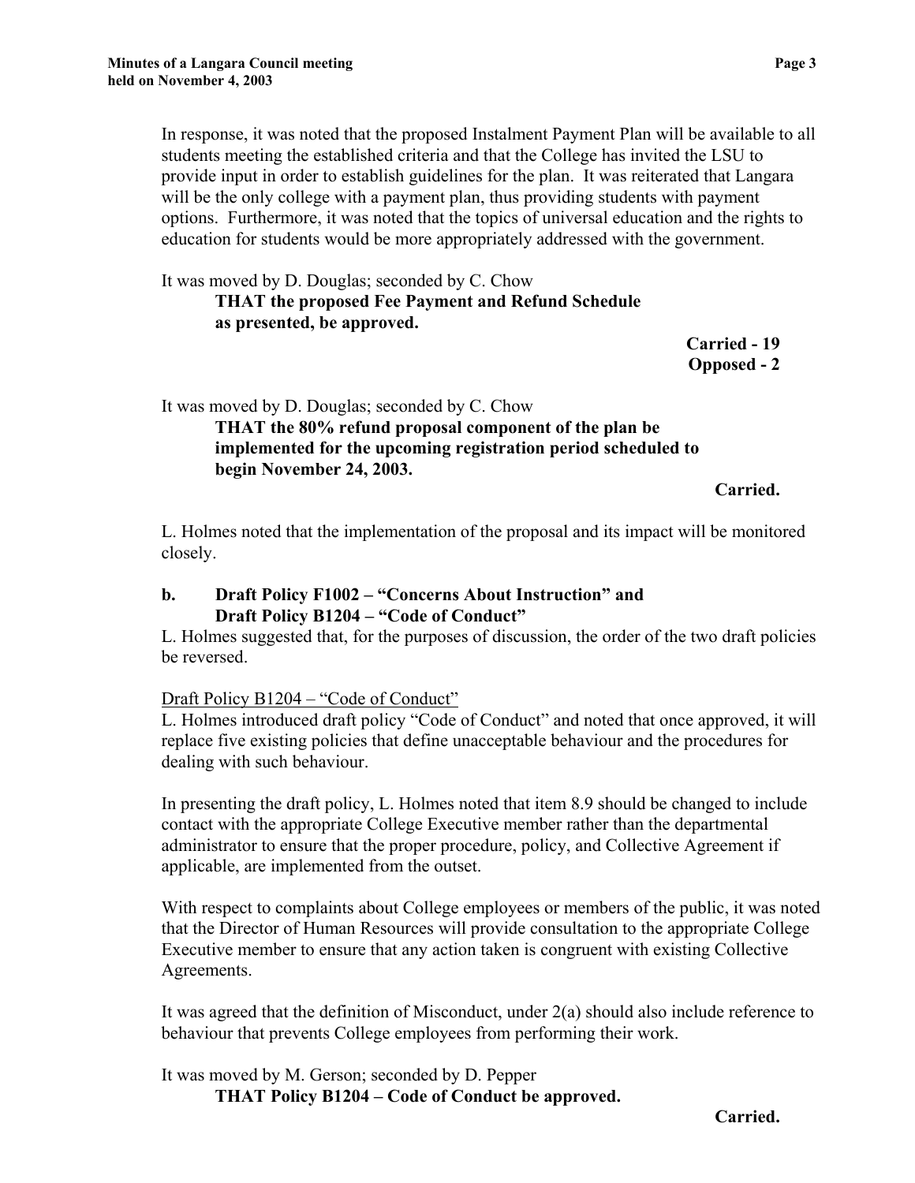In response, it was noted that the proposed Instalment Payment Plan will be available to all students meeting the established criteria and that the College has invited the LSU to provide input in order to establish guidelines for the plan. It was reiterated that Langara will be the only college with a payment plan, thus providing students with payment options. Furthermore, it was noted that the topics of universal education and the rights to education for students would be more appropriately addressed with the government.

It was moved by D. Douglas; seconded by C. Chow

**THAT the proposed Fee Payment and Refund Schedule as presented, be approved.**

**Carried - 19**
**Opposed - 2**

It was moved by D. Douglas; seconded by C. Chow

**THAT the 80% refund proposal component of the plan be implemented for the upcoming registration period scheduled to begin November 24, 2003.**

**Carried.**

L. Holmes noted that the implementation of the proposal and its impact will be monitored closely.

### b. Draft Policy F1002 – "Concerns About Instruction" and Draft Policy B1204 – "Code of Conduct"

L. Holmes suggested that, for the purposes of discussion, the order of the two draft policies be reversed.

Draft Policy B1204 – "Code of Conduct"

L. Holmes introduced draft policy "Code of Conduct" and noted that once approved, it will replace five existing policies that define unacceptable behaviour and the procedures for dealing with such behaviour.

In presenting the draft policy, L. Holmes noted that item 8.9 should be changed to include contact with the appropriate College Executive member rather than the departmental administrator to ensure that the proper procedure, policy, and Collective Agreement if applicable, are implemented from the outset.

With respect to complaints about College employees or members of the public, it was noted that the Director of Human Resources will provide consultation to the appropriate College Executive member to ensure that any action taken is congruent with existing Collective Agreements.

It was agreed that the definition of Misconduct, under 2(a) should also include reference to behaviour that prevents College employees from performing their work.

It was moved by M. Gerson; seconded by D. Pepper

**THAT Policy B1204 – Code of Conduct be approved.**

**Carried.**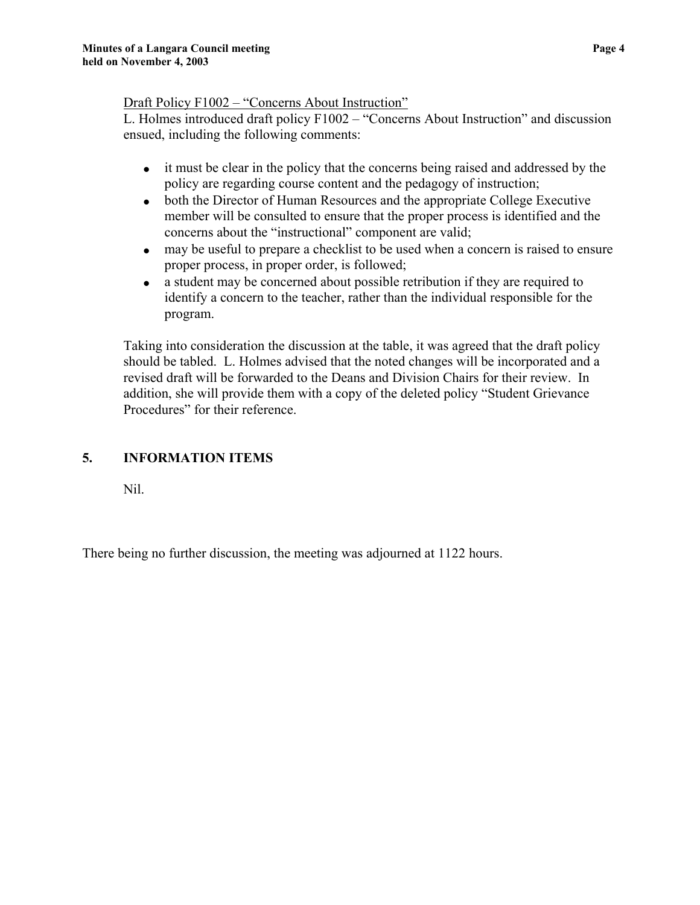Draft Policy F1002 – "Concerns About Instruction"

L. Holmes introduced draft policy F1002 – "Concerns About Instruction" and discussion ensued, including the following comments:

- it must be clear in the policy that the concerns being raised and addressed by the policy are regarding course content and the pedagogy of instruction;
- both the Director of Human Resources and the appropriate College Executive member will be consulted to ensure that the proper process is identified and the concerns about the "instructional" component are valid;
- may be useful to prepare a checklist to be used when a concern is raised to ensure proper process, in proper order, is followed;
- a student may be concerned about possible retribution if they are required to identify a concern to the teacher, rather than the individual responsible for the program.

Taking into consideration the discussion at the table, it was agreed that the draft policy should be tabled. L. Holmes advised that the noted changes will be incorporated and a revised draft will be forwarded to the Deans and Division Chairs for their review. In addition, she will provide them with a copy of the deleted policy "Student Grievance Procedures" for their reference.

## 5. INFORMATION ITEMS

Nil.

There being no further discussion, the meeting was adjourned at 1122 hours.